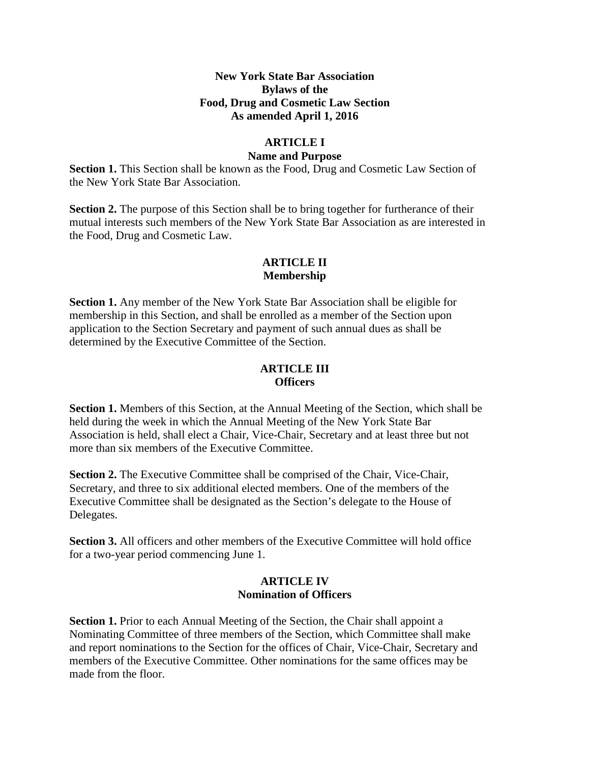# New York State Bar Association
# Bylaws of the
# Food, Drug and Cosmetic Law Section
# As amended April 1, 2016

## ARTICLE I
## Name and Purpose

**Section 1.** This Section shall be known as the Food, Drug and Cosmetic Law Section of the New York State Bar Association.

**Section 2.** The purpose of this Section shall be to bring together for furtherance of their mutual interests such members of the New York State Bar Association as are interested in the Food, Drug and Cosmetic Law.

## ARTICLE II
## Membership

**Section 1.** Any member of the New York State Bar Association shall be eligible for membership in this Section, and shall be enrolled as a member of the Section upon application to the Section Secretary and payment of such annual dues as shall be determined by the Executive Committee of the Section.

## ARTICLE III
## Officers

**Section 1.** Members of this Section, at the Annual Meeting of the Section, which shall be held during the week in which the Annual Meeting of the New York State Bar Association is held, shall elect a Chair, Vice-Chair, Secretary and at least three but not more than six members of the Executive Committee.

**Section 2.** The Executive Committee shall be comprised of the Chair, Vice-Chair, Secretary, and three to six additional elected members. One of the members of the Executive Committee shall be designated as the Section's delegate to the House of Delegates.

**Section 3.** All officers and other members of the Executive Committee will hold office for a two-year period commencing June 1.

## ARTICLE IV
## Nomination of Officers

**Section 1.** Prior to each Annual Meeting of the Section, the Chair shall appoint a Nominating Committee of three members of the Section, which Committee shall make and report nominations to the Section for the offices of Chair, Vice-Chair, Secretary and members of the Executive Committee. Other nominations for the same offices may be made from the floor.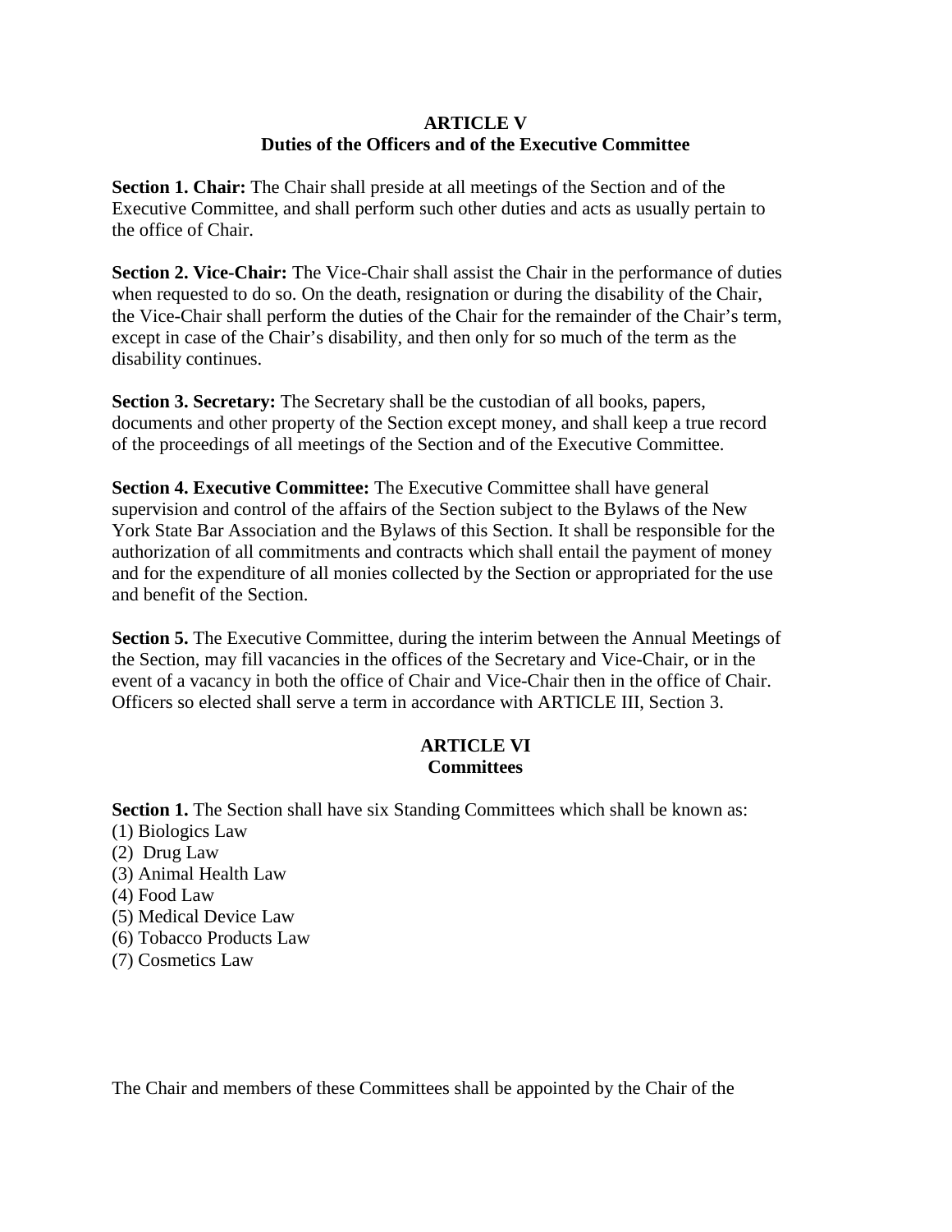## ARTICLE V
## Duties of the Officers and of the Executive Committee

**Section 1. Chair:** The Chair shall preside at all meetings of the Section and of the Executive Committee, and shall perform such other duties and acts as usually pertain to the office of Chair.

**Section 2. Vice-Chair:** The Vice-Chair shall assist the Chair in the performance of duties when requested to do so. On the death, resignation or during the disability of the Chair, the Vice-Chair shall perform the duties of the Chair for the remainder of the Chair's term, except in case of the Chair's disability, and then only for so much of the term as the disability continues.

**Section 3. Secretary:** The Secretary shall be the custodian of all books, papers, documents and other property of the Section except money, and shall keep a true record of the proceedings of all meetings of the Section and of the Executive Committee.

**Section 4. Executive Committee:** The Executive Committee shall have general supervision and control of the affairs of the Section subject to the Bylaws of the New York State Bar Association and the Bylaws of this Section. It shall be responsible for the authorization of all commitments and contracts which shall entail the payment of money and for the expenditure of all monies collected by the Section or appropriated for the use and benefit of the Section.

**Section 5.** The Executive Committee, during the interim between the Annual Meetings of the Section, may fill vacancies in the offices of the Secretary and Vice-Chair, or in the event of a vacancy in both the office of Chair and Vice-Chair then in the office of Chair. Officers so elected shall serve a term in accordance with ARTICLE III, Section 3.

## ARTICLE VI
## Committees

**Section 1.** The Section shall have six Standing Committees which shall be known as:
(1) Biologics Law
(2) Drug Law
(3) Animal Health Law
(4) Food Law
(5) Medical Device Law
(6) Tobacco Products Law
(7) Cosmetics Law

The Chair and members of these Committees shall be appointed by the Chair of the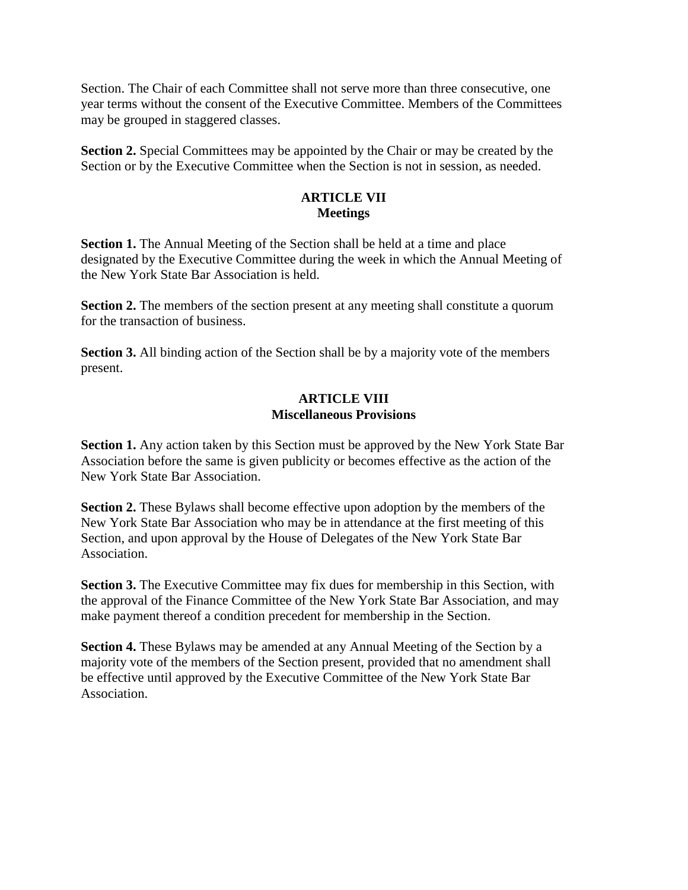Section. The Chair of each Committee shall not serve more than three consecutive, one year terms without the consent of the Executive Committee. Members of the Committees may be grouped in staggered classes.

**Section 2.** Special Committees may be appointed by the Chair or may be created by the Section or by the Executive Committee when the Section is not in session, as needed.

## ARTICLE VII
## Meetings

**Section 1.** The Annual Meeting of the Section shall be held at a time and place designated by the Executive Committee during the week in which the Annual Meeting of the New York State Bar Association is held.

**Section 2.** The members of the section present at any meeting shall constitute a quorum for the transaction of business.

**Section 3.** All binding action of the Section shall be by a majority vote of the members present.

## ARTICLE VIII
## Miscellaneous Provisions

**Section 1.** Any action taken by this Section must be approved by the New York State Bar Association before the same is given publicity or becomes effective as the action of the New York State Bar Association.

**Section 2.** These Bylaws shall become effective upon adoption by the members of the New York State Bar Association who may be in attendance at the first meeting of this Section, and upon approval by the House of Delegates of the New York State Bar Association.

**Section 3.** The Executive Committee may fix dues for membership in this Section, with the approval of the Finance Committee of the New York State Bar Association, and may make payment thereof a condition precedent for membership in the Section.

**Section 4.** These Bylaws may be amended at any Annual Meeting of the Section by a majority vote of the members of the Section present, provided that no amendment shall be effective until approved by the Executive Committee of the New York State Bar Association.